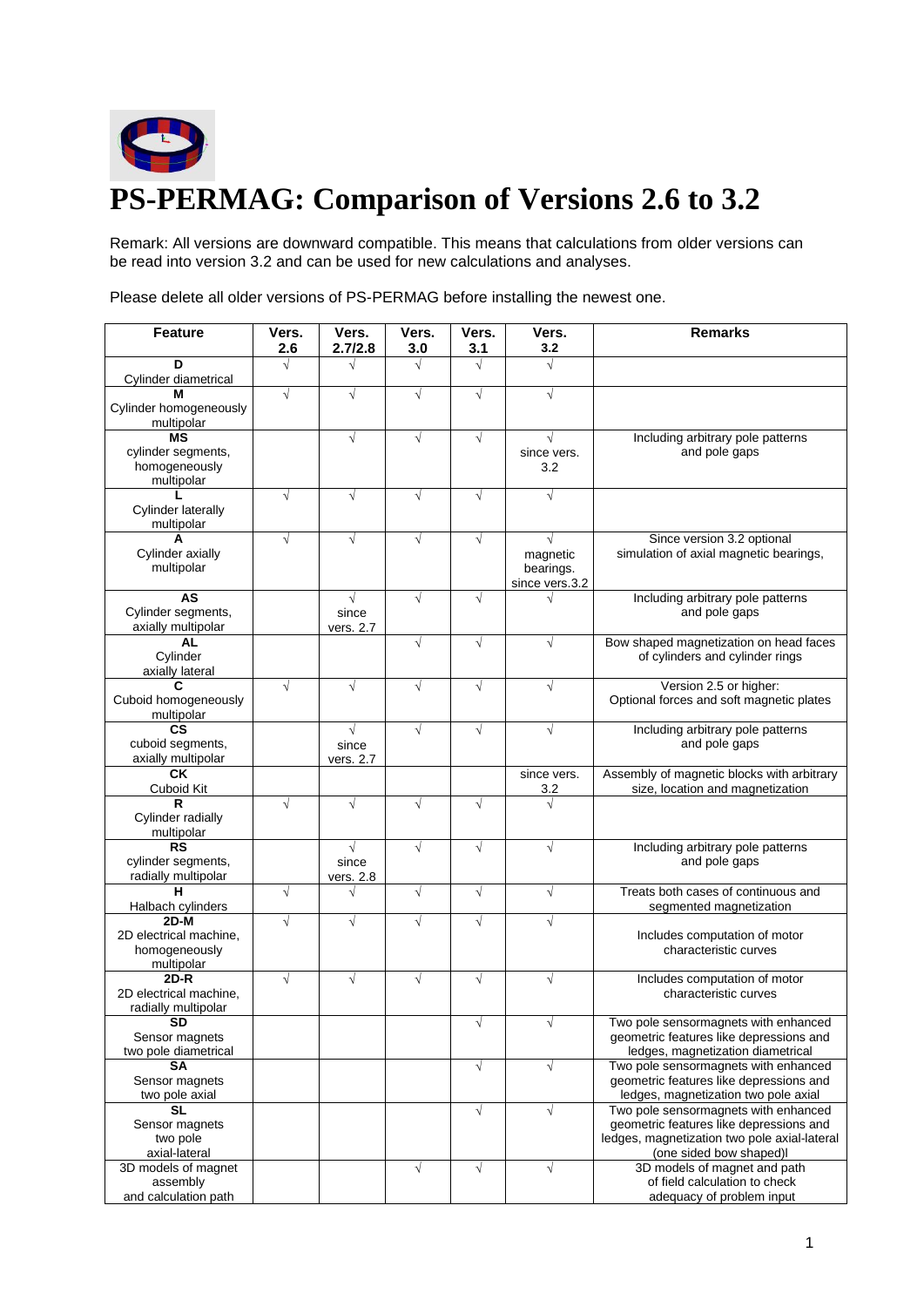# PS-PERMAG: Comparison of Versions 2.6 to 3.2

Remark: All versions are downward compatible. This means that calculations from older versions can be read into version 3.2 and can be used for new calculations and analyses.

Please delete all older versions of PS-PERMAG before installing the newest one.

| Feature | Vers. 2.6 | Vers. 2.7/2.8 | Vers. 3.0 | Vers. 3.1 | Vers. 3.2 | Remarks |
|---|---|---|---|---|---|---|
| **D** Cylinder diametrical | √ | √ | √ | √ | √ | |
| **M** Cylinder homogeneously multipolar | √ | √ | √ | √ | √ | |
| **MS** cylinder segments, homogeneously multipolar | | √ | √ | √ | √ since vers. 3.2 | Including arbitrary pole patterns and pole gaps |
| **L** Cylinder laterally multipolar | √ | √ | √ | √ | √ | |
| **A** Cylinder axially multipolar | √ | √ | √ | √ | √ magnetic bearings. since vers.3.2 | Since version 3.2 optional simulation of axial magnetic bearings, |
| **AS** Cylinder segments, axially multipolar | | √ since vers. 2.7 | √ | √ | √ | Including arbitrary pole patterns and pole gaps |
| **AL** Cylinder axially lateral | | | √ | √ | √ | Bow shaped magnetization on head faces of cylinders and cylinder rings |
| **C** Cuboid homogeneously multipolar | √ | √ | √ | √ | √ | Version 2.5 or higher: Optional forces and soft magnetic plates |
| **CS** cuboid segments, axially multipolar | | √ since vers. 2.7 | √ | √ | √ | Including arbitrary pole patterns and pole gaps |
| **CK** Cuboid Kit | | | | | since vers. 3.2 | Assembly of magnetic blocks with arbitrary size, location and magnetization |
| **R** Cylinder radially multipolar | √ | √ | √ | √ | √ | |
| **RS** cylinder segments, radially multipolar | | √ since vers. 2.8 | √ | √ | √ | Including arbitrary pole patterns and pole gaps |
| **H** Halbach cylinders | √ | √ | √ | √ | √ | Treats both cases of continuous and segmented magnetization |
| **2D-M** 2D electrical machine, homogeneously multipolar | √ | √ | √ | √ | √ | Includes computation of motor characteristic curves |
| **2D-R** 2D electrical machine, radially multipolar | √ | √ | √ | √ | √ | Includes computation of motor characteristic curves |
| **SD** Sensor magnets two pole diametrical | | | | √ | √ | Two pole sensormagnets with enhanced geometric features like depressions and ledges, magnetization diametrical |
| **SA** Sensor magnets two pole axial | | | | √ | √ | Two pole sensormagnets with enhanced geometric features like depressions and ledges, magnetization two pole axial |
| **SL** Sensor magnets two pole axial-lateral | | | | √ | √ | Two pole sensormagnets with enhanced geometric features like depressions and ledges, magnetization two pole axial-lateral (one sided bow shaped)l |
| 3D models of magnet assembly and calculation path | | | √ | √ | √ | 3D models of magnet and path of field calculation to check adequacy of problem input |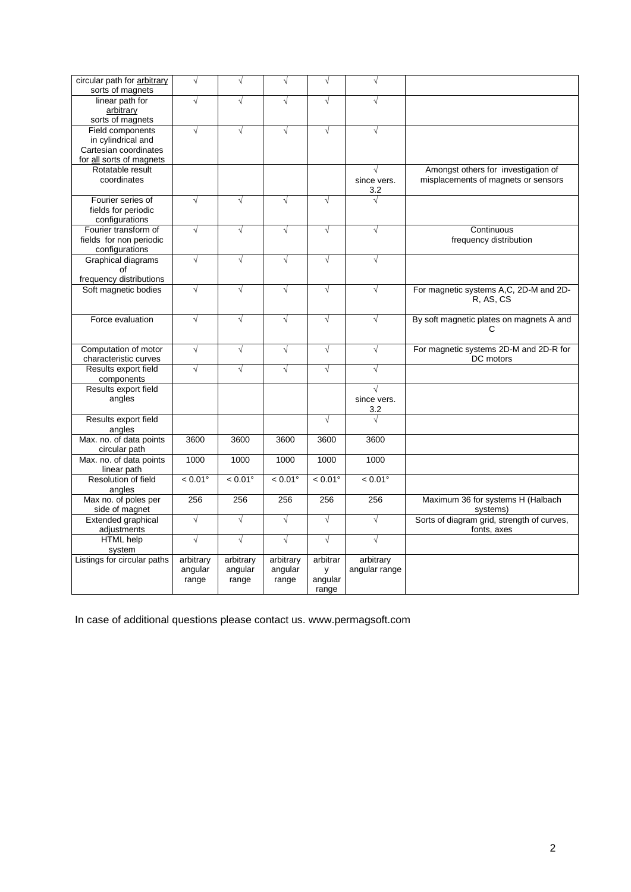| | | | | | | |
|---|---|---|---|---|---|---|
| circular path for arbitrary sorts of magnets | √ | √ | √ | √ | √ | |
| linear path for arbitrary sorts of magnets | √ | √ | √ | √ | √ | |
| Field components in cylindrical and Cartesian coordinates for all sorts of magnets | √ | √ | √ | √ | √ | |
| Rotatable result coordinates | | | | | √ since vers. 3.2 | Amongst others for investigation of misplacements of magnets or sensors |
| Fourier series of fields for periodic configurations | √ | √ | √ | √ | √ | |
| Fourier transform of fields for non periodic configurations | √ | √ | √ | √ | √ | Continuous frequency distribution |
| Graphical diagrams of frequency distributions | √ | √ | √ | √ | √ | |
| Soft magnetic bodies | √ | √ | √ | √ | √ | For magnetic systems A,C, 2D-M and 2D-R, AS, CS |
| Force evaluation | √ | √ | √ | √ | √ | By soft magnetic plates on magnets A and C |
| Computation of motor characteristic curves | √ | √ | √ | √ | √ | For magnetic systems 2D-M and 2D-R for DC motors |
| Results export field components | √ | √ | √ | √ | √ | |
| Results export field angles | | | | | √ since vers. 3.2 | |
| Results export field angles | | | | √ | √ | |
| Max. no. of data points circular path | 3600 | 3600 | 3600 | 3600 | 3600 | |
| Max. no. of data points linear path | 1000 | 1000 | 1000 | 1000 | 1000 | |
| Resolution of field angles | < 0.01° | < 0.01° | < 0.01° | < 0.01° | < 0.01° | |
| Max no. of poles per side of magnet | 256 | 256 | 256 | 256 | 256 | Maximum 36 for systems H (Halbach systems) |
| Extended graphical adjustments | √ | √ | √ | √ | √ | Sorts of diagram grid, strength of curves, fonts, axes |
| HTML help system | √ | √ | √ | √ | √ | |
| Listings for circular paths | arbitrary angular range | arbitrary angular range | arbitrary angular range | arbitrary angular range | arbitrary angular range | |

In case of additional questions please contact us. www.permagsoft.com